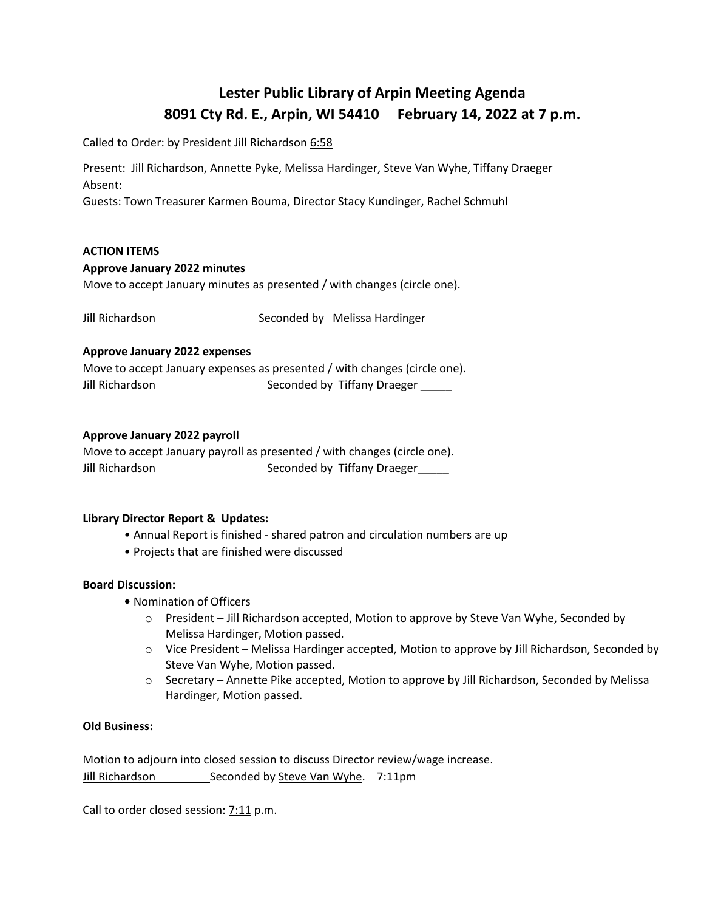# Lester Public Library of Arpin Meeting Agenda
## 8091 Cty Rd. E., Arpin, WI 54410     February 14, 2022 at 7 p.m.

Called to Order: by President Jill Richardson 6:58

Present: Jill Richardson, Annette Pyke, Melissa Hardinger, Steve Van Wyhe, Tiffany Draeger
Absent:
Guests: Town Treasurer Karmen Bouma, Director Stacy Kundinger, Rachel Schmuhl

**ACTION ITEMS**

**Approve January 2022 minutes**

Move to accept January minutes as presented / with changes (circle one).

Jill Richardson Seconded by Melissa Hardinger

**Approve January 2022 expenses**

Move to accept January expenses as presented / with changes (circle one).
Jill Richardson Seconded by Tiffany Draeger _____

**Approve January 2022 payroll**

Move to accept January payroll as presented / with changes (circle one).
Jill Richardson Seconded by Tiffany Draeger_____

**Library Director Report & Updates:**

- Annual Report is finished - shared patron and circulation numbers are up
- Projects that are finished were discussed

**Board Discussion:**

- Nomination of Officers
  - President – Jill Richardson accepted, Motion to approve by Steve Van Wyhe, Seconded by Melissa Hardinger, Motion passed.
  - Vice President – Melissa Hardinger accepted, Motion to approve by Jill Richardson, Seconded by Steve Van Wyhe, Motion passed.
  - Secretary – Annette Pike accepted, Motion to approve by Jill Richardson, Seconded by Melissa Hardinger, Motion passed.

**Old Business:**

Motion to adjourn into closed session to discuss Director review/wage increase.
Jill Richardson Seconded by Steve Van Wyhe. 7:11pm

Call to order closed session: 7:11 p.m.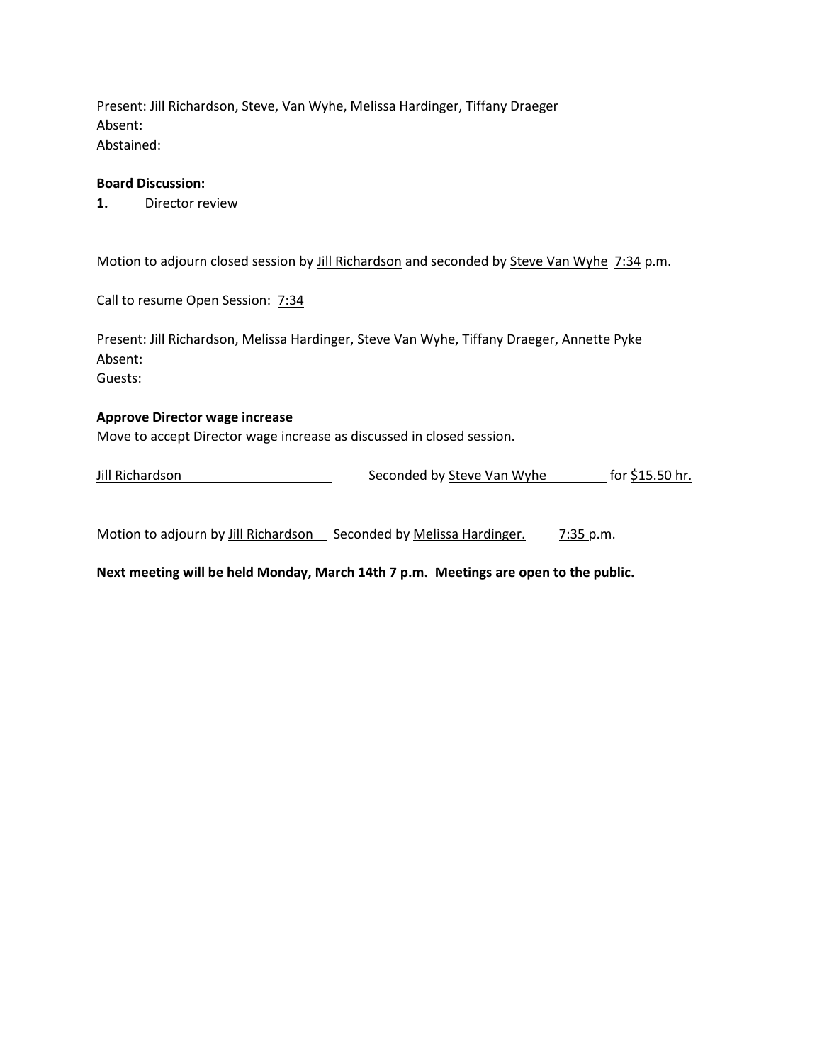Present: Jill Richardson, Steve, Van Wyhe, Melissa Hardinger, Tiffany Draeger
Absent:
Abstained:

**Board Discussion:**

**1.** Director review

Motion to adjourn closed session by Jill Richardson and seconded by Steve Van Wyhe 7:34 p.m.

Call to resume Open Session: 7:34

Present: Jill Richardson, Melissa Hardinger, Steve Van Wyhe, Tiffany Draeger, Annette Pyke
Absent:
Guests:

**Approve Director wage increase**
Move to accept Director wage increase as discussed in closed session.

Jill Richardson Seconded by Steve Van Wyhe for $15.50 hr.

Motion to adjourn by Jill Richardson Seconded by Melissa Hardinger. 7:35 p.m.

**Next meeting will be held Monday, March 14th 7 p.m. Meetings are open to the public.**